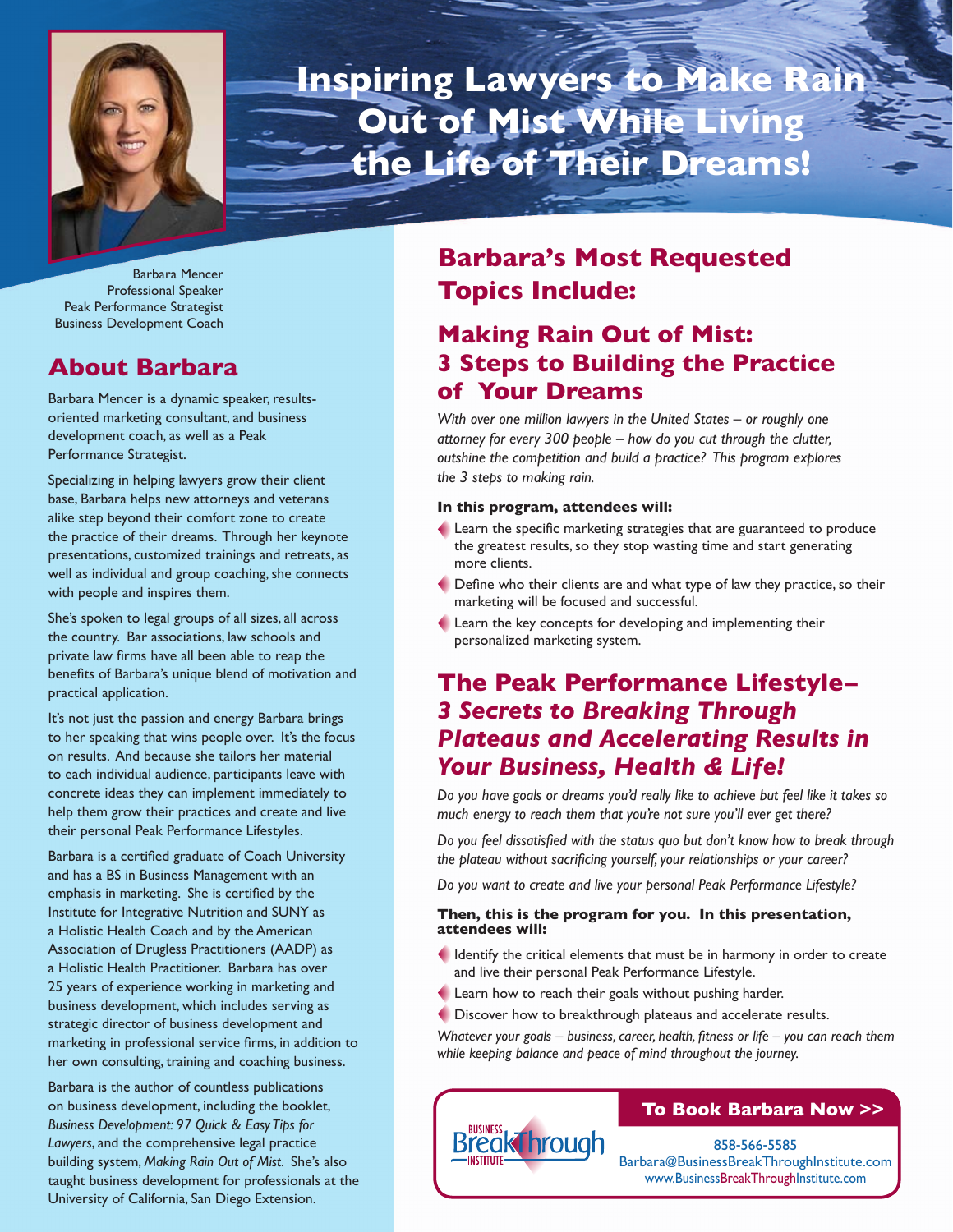# Inspiring Lawyers to Make Rain Out of Mist While Living the Life of Their Dreams!

Barbara Mencer
Professional Speaker
Peak Performance Strategist
Business Development Coach

## About Barbara

Barbara Mencer is a dynamic speaker, results-oriented marketing consultant, and business development coach, as well as a Peak Performance Strategist.

Specializing in helping lawyers grow their client base, Barbara helps new attorneys and veterans alike step beyond their comfort zone to create the practice of their dreams. Through her keynote presentations, customized trainings and retreats, as well as individual and group coaching, she connects with people and inspires them.

She's spoken to legal groups of all sizes, all across the country. Bar associations, law schools and private law firms have all been able to reap the benefits of Barbara's unique blend of motivation and practical application.

It's not just the passion and energy Barbara brings to her speaking that wins people over. It's the focus on results. And because she tailors her material to each individual audience, participants leave with concrete ideas they can implement immediately to help them grow their practices and create and live their personal Peak Performance Lifestyles.

Barbara is a certified graduate of Coach University and has a BS in Business Management with an emphasis in marketing. She is certified by the Institute for Integrative Nutrition and SUNY as a Holistic Health Coach and by the American Association of Drugless Practitioners (AADP) as a Holistic Health Practitioner. Barbara has over 25 years of experience working in marketing and business development, which includes serving as strategic director of business development and marketing in professional service firms, in addition to her own consulting, training and coaching business.

Barbara is the author of countless publications on business development, including the booklet, *Business Development: 97 Quick & Easy Tips for Lawyers*, and the comprehensive legal practice building system, *Making Rain Out of Mist*. She's also taught business development for professionals at the University of California, San Diego Extension.

## Barbara's Most Requested Topics Include:

### Making Rain Out of Mist: 3 Steps to Building the Practice of Your Dreams

*With over one million lawyers in the United States – or roughly one attorney for every 300 people – how do you cut through the clutter, outshine the competition and build a practice? This program explores the 3 steps to making rain.*

**In this program, attendees will:**

- Learn the specific marketing strategies that are guaranteed to produce the greatest results, so they stop wasting time and start generating more clients.
- Define who their clients are and what type of law they practice, so their marketing will be focused and successful.
- Learn the key concepts for developing and implementing their personalized marketing system.

### The Peak Performance Lifestyle– *3 Secrets to Breaking Through Plateaus and Accelerating Results in Your Business, Health & Life!*

*Do you have goals or dreams you'd really like to achieve but feel like it takes so much energy to reach them that you're not sure you'll ever get there?*

*Do you feel dissatisfied with the status quo but don't know how to break through the plateau without sacrificing yourself, your relationships or your career?*

*Do you want to create and live your personal Peak Performance Lifestyle?*

**Then, this is the program for you. In this presentation, attendees will:**

- Identify the critical elements that must be in harmony in order to create and live their personal Peak Performance Lifestyle.
- Learn how to reach their goals without pushing harder.
- Discover how to breakthrough plateaus and accelerate results.

*Whatever your goals – business, career, health, fitness or life – you can reach them while keeping balance and peace of mind throughout the journey.*

Business BreakThrough Institute

**To Book Barbara Now >>**

858-566-5585
Barbara@BusinessBreakThroughInstitute.com
www.BusinessBreakThroughInstitute.com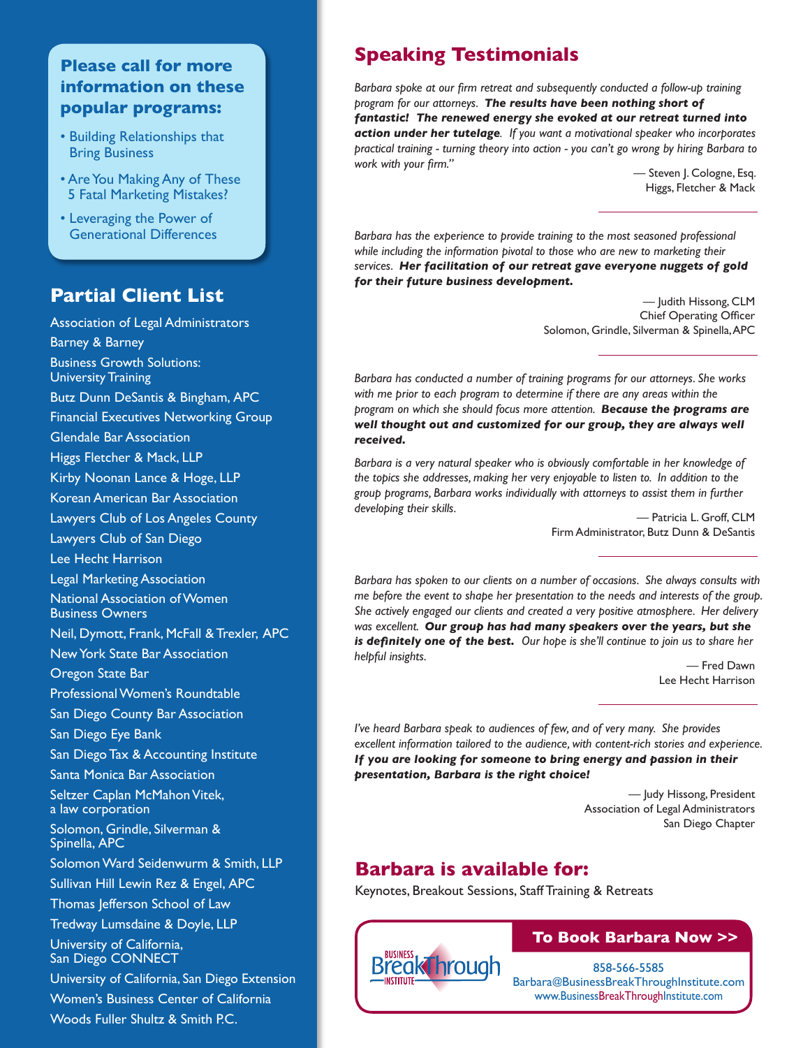**Please call for more information on these popular programs:**

- Building Relationships that Bring Business
- Are You Making Any of These 5 Fatal Marketing Mistakes?
- Leveraging the Power of Generational Differences

## Partial Client List

Association of Legal Administrators
Barney & Barney
Business Growth Solutions: University Training
Butz Dunn DeSantis & Bingham, APC
Financial Executives Networking Group
Glendale Bar Association
Higgs Fletcher & Mack, LLP
Kirby Noonan Lance & Hoge, LLP
Korean American Bar Association
Lawyers Club of Los Angeles County
Lawyers Club of San Diego
Lee Hecht Harrison
Legal Marketing Association
National Association of Women Business Owners
Neil, Dymott, Frank, McFall & Trexler, APC
New York State Bar Association
Oregon State Bar
Professional Women's Roundtable
San Diego County Bar Association
San Diego Eye Bank
San Diego Tax & Accounting Institute
Santa Monica Bar Association
Seltzer Caplan McMahon Vitek, a law corporation
Solomon, Grindle, Silverman & Spinella, APC
Solomon Ward Seidenwurm & Smith, LLP
Sullivan Hill Lewin Rez & Engel, APC
Thomas Jefferson School of Law
Tredway Lumsdaine & Doyle, LLP
University of California, San Diego CONNECT
University of California, San Diego Extension
Women's Business Center of California
Woods Fuller Shultz & Smith P.C.

## Speaking Testimonials

*Barbara spoke at our firm retreat and subsequently conducted a follow-up training program for our attorneys.* ***The results have been nothing short of fantastic! The renewed energy she evoked at our retreat turned into action under her tutelage****. If you want a motivational speaker who incorporates practical training - turning theory into action - you can't go wrong by hiring Barbara to work with your firm."*

— Steven J. Cologne, Esq.
Higgs, Fletcher & Mack

---

*Barbara has the experience to provide training to the most seasoned professional while including the information pivotal to those who are new to marketing their services.* ***Her facilitation of our retreat gave everyone nuggets of gold for their future business development.***

— Judith Hissong, CLM
Chief Operating Officer
Solomon, Grindle, Silverman & Spinella, APC

---

*Barbara has conducted a number of training programs for our attorneys. She works with me prior to each program to determine if there are any areas within the program on which she should focus more attention.* ***Because the programs are well thought out and customized for our group, they are always well received.***

*Barbara is a very natural speaker who is obviously comfortable in her knowledge of the topics she addresses, making her very enjoyable to listen to. In addition to the group programs, Barbara works individually with attorneys to assist them in further developing their skills.*

— Patricia L. Groff, CLM
Firm Administrator, Butz Dunn & DeSantis

---

*Barbara has spoken to our clients on a number of occasions. She always consults with me before the event to shape her presentation to the needs and interests of the group. She actively engaged our clients and created a very positive atmosphere. Her delivery was excellent.* ***Our group has had many speakers over the years, but she is definitely one of the best.*** *Our hope is she'll continue to join us to share her helpful insights.*

— Fred Dawn
Lee Hecht Harrison

---

*I've heard Barbara speak to audiences of few, and of very many. She provides excellent information tailored to the audience, with content-rich stories and experience.* ***If you are looking for someone to bring energy and passion in their presentation, Barbara is the right choice!***

— Judy Hissong, President
Association of Legal Administrators
San Diego Chapter

## Barbara is available for:

Keynotes, Breakout Sessions, Staff Training & Retreats

**To Book Barbara Now >>**

Business BreakThrough Institute

858-566-5585
Barbara@BusinessBreakThroughInstitute.com
www.BusinessBreakThroughInstitute.com